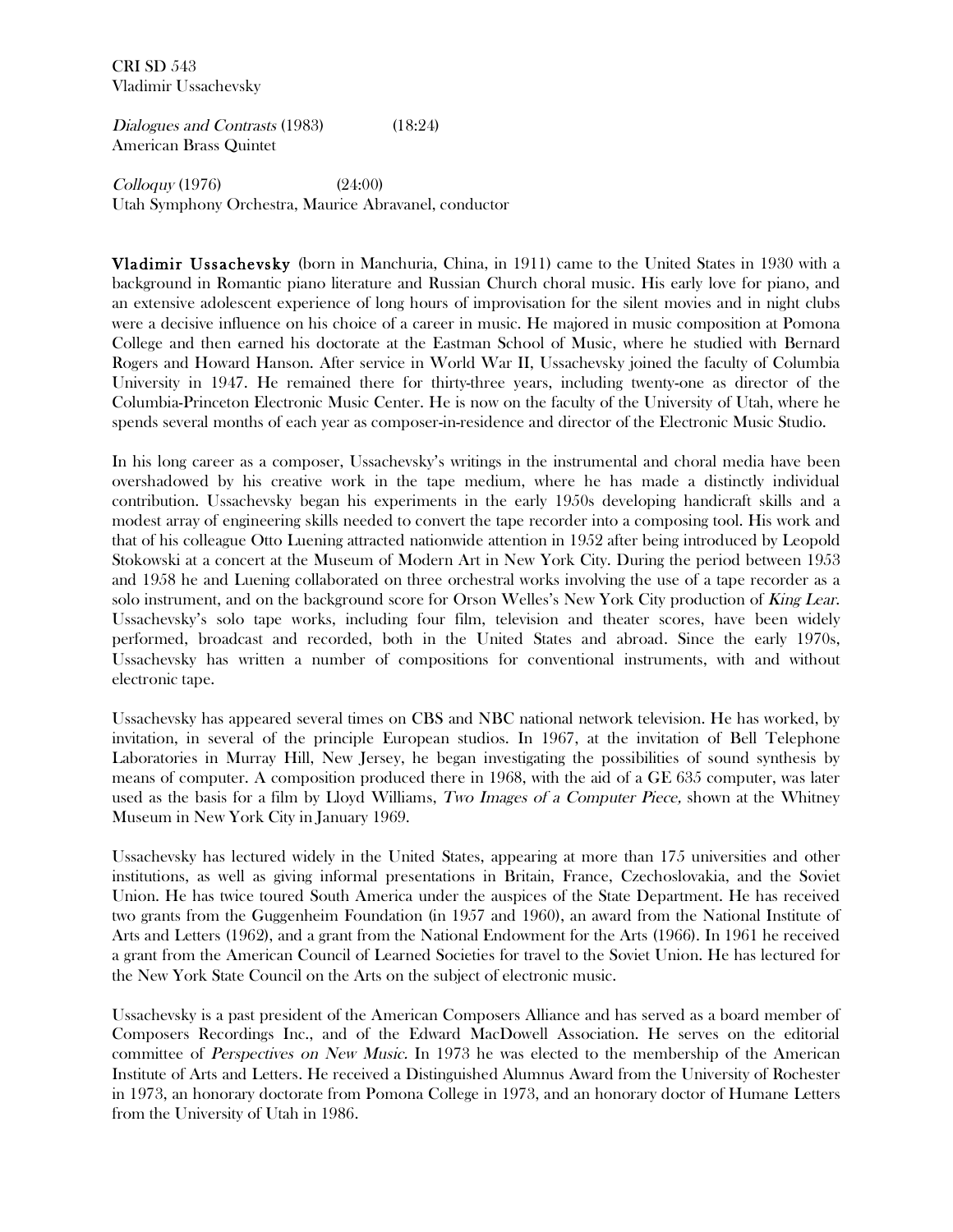**CRI SD** 543
Vladimir Ussachevsky

*Dialogues and Contrasts* (1983) (18:24)
American Brass Quintet

*Colloquy* (1976) (24:00)
Utah Symphony Orchestra, Maurice Abravanel, conductor

**Vladimir Ussachevsky** (born in Manchuria, China, in 1911) came to the United States in 1930 with a background in Romantic piano literature and Russian Church choral music. His early love for piano, and an extensive adolescent experience of long hours of improvisation for the silent movies and in night clubs were a decisive influence on his choice of a career in music. He majored in music composition at Pomona College and then earned his doctorate at the Eastman School of Music, where he studied with Bernard Rogers and Howard Hanson. After service in World War II, Ussachevsky joined the faculty of Columbia University in 1947. He remained there for thirty-three years, including twenty-one as director of the Columbia-Princeton Electronic Music Center. He is now on the faculty of the University of Utah, where he spends several months of each year as composer-in-residence and director of the Electronic Music Studio.

In his long career as a composer, Ussachevsky's writings in the instrumental and choral media have been overshadowed by his creative work in the tape medium, where he has made a distinctly individual contribution. Ussachevsky began his experiments in the early 1950s developing handicraft skills and a modest array of engineering skills needed to convert the tape recorder into a composing tool. His work and that of his colleague Otto Luening attracted nationwide attention in 1952 after being introduced by Leopold Stokowski at a concert at the Museum of Modern Art in New York City. During the period between 1953 and 1958 he and Luening collaborated on three orchestral works involving the use of a tape recorder as a solo instrument, and on the background score for Orson Welles's New York City production of *King Lear*. Ussachevsky's solo tape works, including four film, television and theater scores, have been widely performed, broadcast and recorded, both in the United States and abroad. Since the early 1970s, Ussachevsky has written a number of compositions for conventional instruments, with and without electronic tape.

Ussachevsky has appeared several times on CBS and NBC national network television. He has worked, by invitation, in several of the principle European studios. In 1967, at the invitation of Bell Telephone Laboratories in Murray Hill, New Jersey, he began investigating the possibilities of sound synthesis by means of computer. A composition produced there in 1968, with the aid of a GE 635 computer, was later used as the basis for a film by Lloyd Williams, *Two Images of a Computer Piece,* shown at the Whitney Museum in New York City in January 1969.

Ussachevsky has lectured widely in the United States, appearing at more than 175 universities and other institutions, as well as giving informal presentations in Britain, France, Czechoslovakia, and the Soviet Union. He has twice toured South America under the auspices of the State Department. He has received two grants from the Guggenheim Foundation (in 1957 and 1960), an award from the National Institute of Arts and Letters (1962), and a grant from the National Endowment for the Arts (1966). In 1961 he received a grant from the American Council of Learned Societies for travel to the Soviet Union. He has lectured for the New York State Council on the Arts on the subject of electronic music.

Ussachevsky is a past president of the American Composers Alliance and has served as a board member of Composers Recordings Inc., and of the Edward MacDowell Association. He serves on the editorial committee of *Perspectives on New Music*. In 1973 he was elected to the membership of the American Institute of Arts and Letters. He received a Distinguished Alumnus Award from the University of Rochester in 1973, an honorary doctorate from Pomona College in 1973, and an honorary doctor of Humane Letters from the University of Utah in 1986.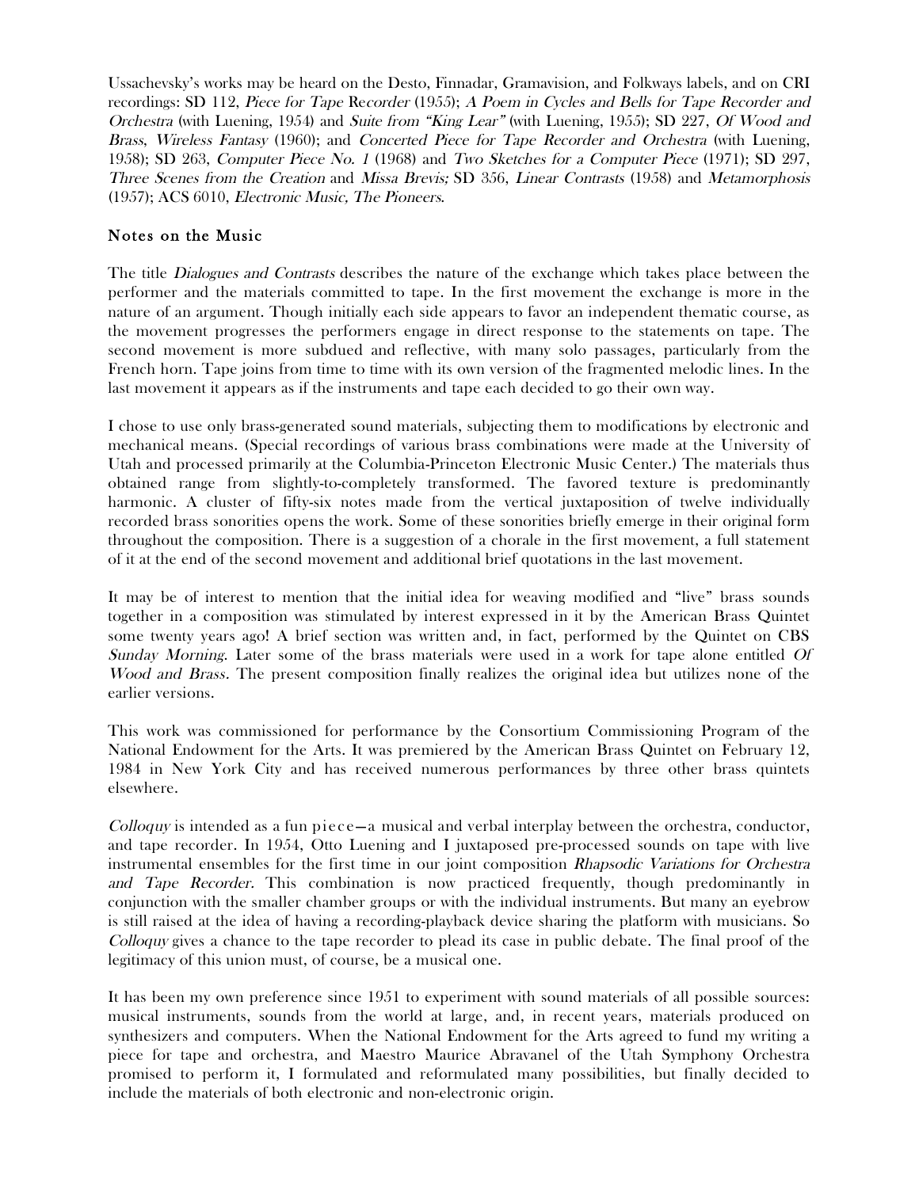Ussachevsky's works may be heard on the Desto, Finnadar, Gramavision, and Folkways labels, and on CRI recordings: SD 112, *Piece for Tape Recorder* (1955); *A Poem in Cycles and Bells for Tape Recorder and Orchestra* (with Luening, 1954) and *Suite from "King Lear"* (with Luening, 1955); SD 227, *Of Wood and Brass*, *Wireless Fantasy* (1960); and *Concerted Piece for Tape Recorder and Orchestra* (with Luening, 1958); SD 263, *Computer Piece No. 1* (1968) and *Two Sketches for a Computer Piece* (1971); SD 297, *Three Scenes from the Creation* and *Missa Brevis;* SD 356, *Linear Contrasts* (1958) and *Metamorphosis* (1957); ACS 6010, *Electronic Music, The Pioneers*.

## Notes on the Music

The title *Dialogues and Contrasts* describes the nature of the exchange which takes place between the performer and the materials committed to tape. In the first movement the exchange is more in the nature of an argument. Though initially each side appears to favor an independent thematic course, as the movement progresses the performers engage in direct response to the statements on tape. The second movement is more subdued and reflective, with many solo passages, particularly from the French horn. Tape joins from time to time with its own version of the fragmented melodic lines. In the last movement it appears as if the instruments and tape each decided to go their own way.

I chose to use only brass-generated sound materials, subjecting them to modifications by electronic and mechanical means. (Special recordings of various brass combinations were made at the University of Utah and processed primarily at the Columbia-Princeton Electronic Music Center.) The materials thus obtained range from slightly-to-completely transformed. The favored texture is predominantly harmonic. A cluster of fifty-six notes made from the vertical juxtaposition of twelve individually recorded brass sonorities opens the work. Some of these sonorities briefly emerge in their original form throughout the composition. There is a suggestion of a chorale in the first movement, a full statement of it at the end of the second movement and additional brief quotations in the last movement.

It may be of interest to mention that the initial idea for weaving modified and "live" brass sounds together in a composition was stimulated by interest expressed in it by the American Brass Quintet some twenty years ago! A brief section was written and, in fact, performed by the Quintet on CBS *Sunday Morning*. Later some of the brass materials were used in a work for tape alone entitled *Of Wood and Brass*. The present composition finally realizes the original idea but utilizes none of the earlier versions.

This work was commissioned for performance by the Consortium Commissioning Program of the National Endowment for the Arts. It was premiered by the American Brass Quintet on February 12, 1984 in New York City and has received numerous performances by three other brass quintets elsewhere.

*Colloquy* is intended as a fun piece—a musical and verbal interplay between the orchestra, conductor, and tape recorder. In 1954, Otto Luening and I juxtaposed pre-processed sounds on tape with live instrumental ensembles for the first time in our joint composition *Rhapsodic Variations for Orchestra and Tape Recorder*. This combination is now practiced frequently, though predominantly in conjunction with the smaller chamber groups or with the individual instruments. But many an eyebrow is still raised at the idea of having a recording-playback device sharing the platform with musicians. So *Colloquy* gives a chance to the tape recorder to plead its case in public debate. The final proof of the legitimacy of this union must, of course, be a musical one.

It has been my own preference since 1951 to experiment with sound materials of all possible sources: musical instruments, sounds from the world at large, and, in recent years, materials produced on synthesizers and computers. When the National Endowment for the Arts agreed to fund my writing a piece for tape and orchestra, and Maestro Maurice Abravanel of the Utah Symphony Orchestra promised to perform it, I formulated and reformulated many possibilities, but finally decided to include the materials of both electronic and non-electronic origin.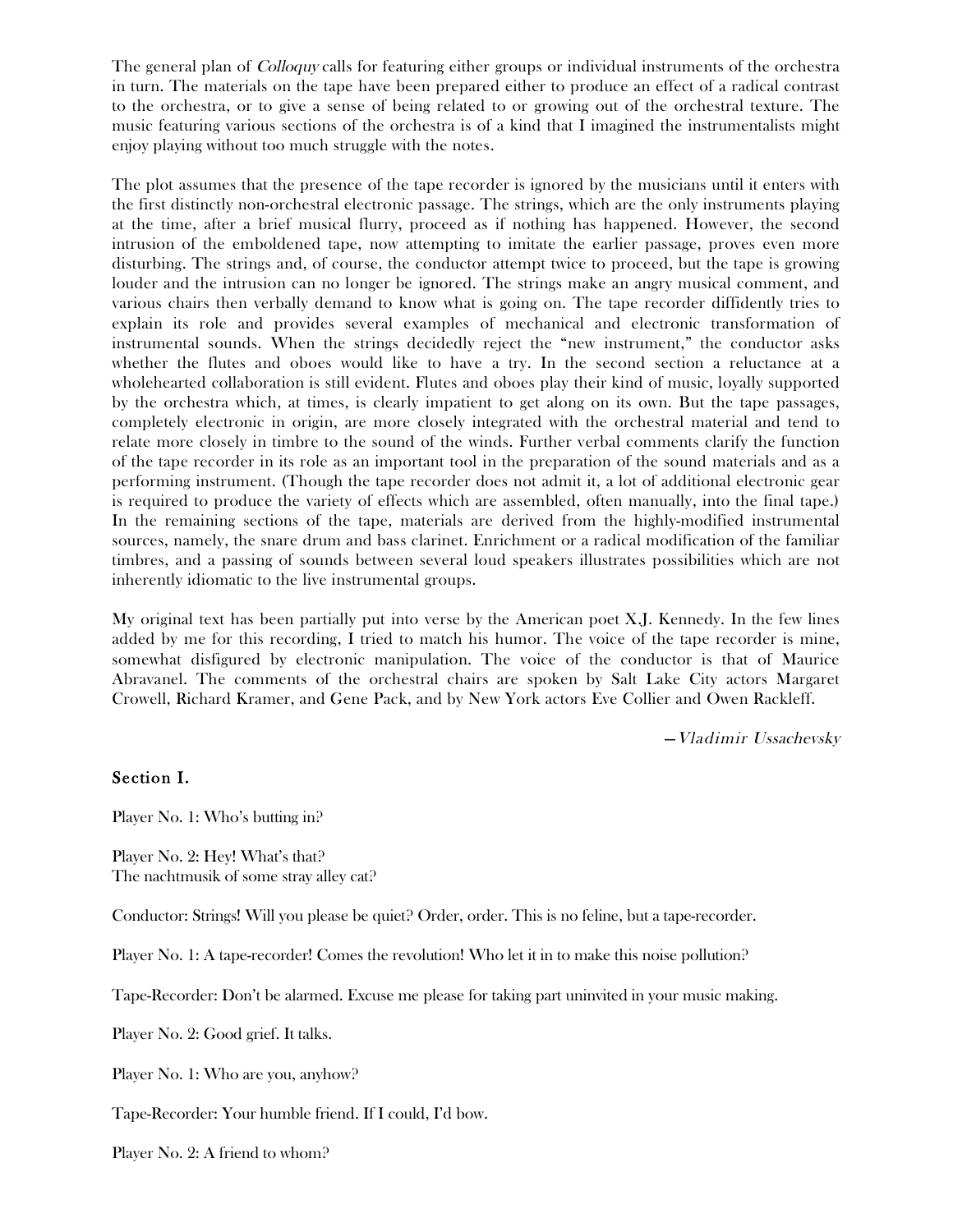The general plan of *Colloquy* calls for featuring either groups or individual instruments of the orchestra in turn. The materials on the tape have been prepared either to produce an effect of a radical contrast to the orchestra, or to give a sense of being related to or growing out of the orchestral texture. The music featuring various sections of the orchestra is of a kind that I imagined the instrumentalists might enjoy playing without too much struggle with the notes.

The plot assumes that the presence of the tape recorder is ignored by the musicians until it enters with the first distinctly non-orchestral electronic passage. The strings, which are the only instruments playing at the time, after a brief musical flurry, proceed as if nothing has happened. However, the second intrusion of the emboldened tape, now attempting to imitate the earlier passage, proves even more disturbing. The strings and, of course, the conductor attempt twice to proceed, but the tape is growing louder and the intrusion can no longer be ignored. The strings make an angry musical comment, and various chairs then verbally demand to know what is going on. The tape recorder diffidently tries to explain its role and provides several examples of mechanical and electronic transformation of instrumental sounds. When the strings decidedly reject the "new instrument," the conductor asks whether the flutes and oboes would like to have a try. In the second section a reluctance at a wholehearted collaboration is still evident. Flutes and oboes play their kind of music, loyally supported by the orchestra which, at times, is clearly impatient to get along on its own. But the tape passages, completely electronic in origin, are more closely integrated with the orchestral material and tend to relate more closely in timbre to the sound of the winds. Further verbal comments clarify the function of the tape recorder in its role as an important tool in the preparation of the sound materials and as a performing instrument. (Though the tape recorder does not admit it, a lot of additional electronic gear is required to produce the variety of effects which are assembled, often manually, into the final tape.) In the remaining sections of the tape, materials are derived from the highly-modified instrumental sources, namely, the snare drum and bass clarinet. Enrichment or a radical modification of the familiar timbres, and a passing of sounds between several loud speakers illustrates possibilities which are not inherently idiomatic to the live instrumental groups.

My original text has been partially put into verse by the American poet X.J. Kennedy. In the few lines added by me for this recording, I tried to match his humor. The voice of the tape recorder is mine, somewhat disfigured by electronic manipulation. The voice of the conductor is that of Maurice Abravanel. The comments of the orchestral chairs are spoken by Salt Lake City actors Margaret Crowell, Richard Kramer, and Gene Pack, and by New York actors Eve Collier and Owen Rackleff.

—*Vladimir Ussachevsky*

## Section I.

Player No. 1: Who's butting in?

Player No. 2: Hey! What's that?
The nachtmusik of some stray alley cat?

Conductor: Strings! Will you please be quiet? Order, order. This is no feline, but a tape-recorder.

Player No. 1: A tape-recorder! Comes the revolution! Who let it in to make this noise pollution?

Tape-Recorder: Don't be alarmed. Excuse me please for taking part uninvited in your music making.

Player No. 2: Good grief. It talks.

Player No. 1: Who are you, anyhow?

Tape-Recorder: Your humble friend. If I could, I'd bow.

Player No. 2: A friend to whom?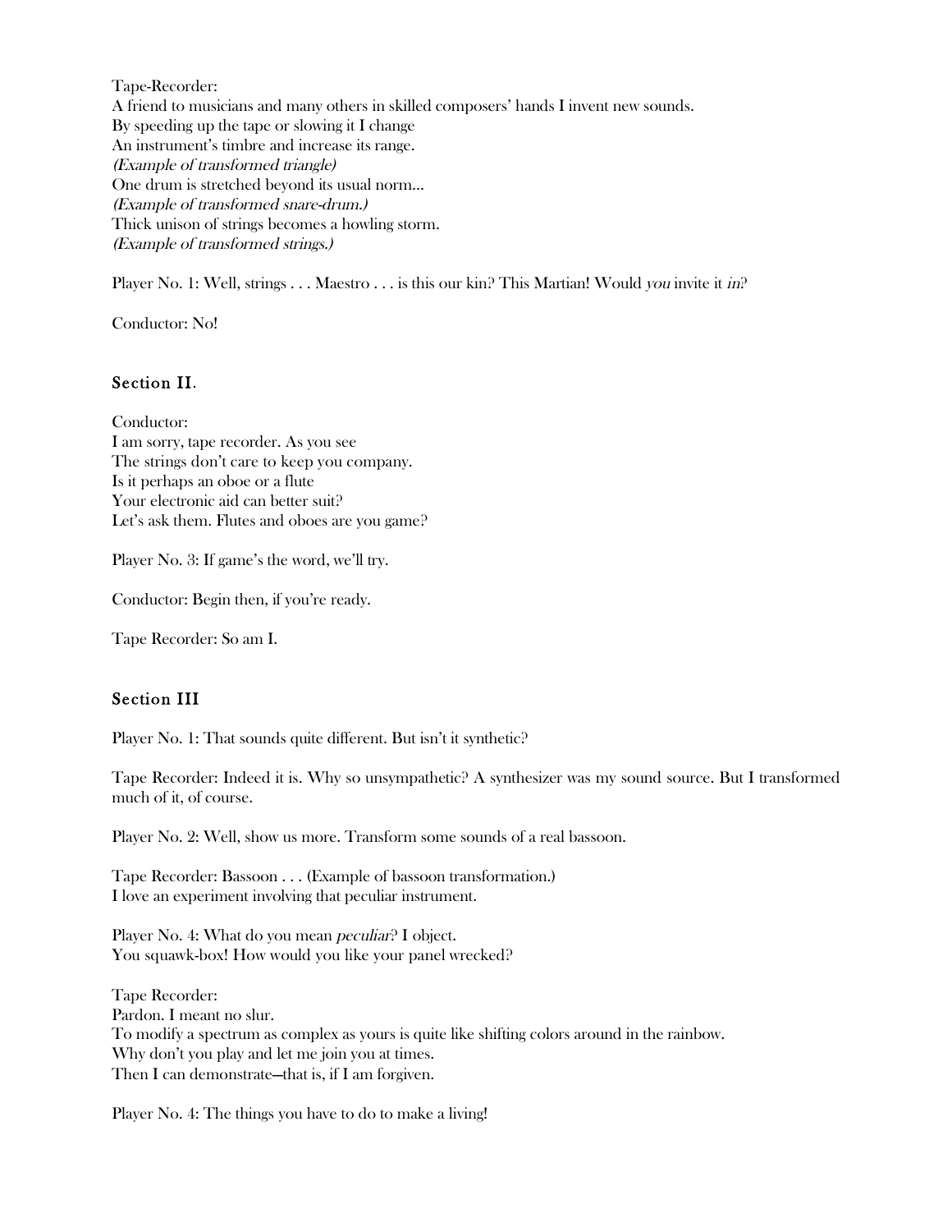Tape-Recorder:
A friend to musicians and many others in skilled composers' hands I invent new sounds.
By speeding up the tape or slowing it I change
An instrument's timbre and increase its range.
*(Example of transformed triangle)*
One drum is stretched beyond its usual norm...
*(Example of transformed snare-drum.)*
Thick unison of strings becomes a howling storm.
*(Example of transformed strings.)*

Player No. 1: Well, strings . . . Maestro . . . is this our kin? This Martian! Would *you* invite it *in*?

Conductor: No!

## Section II.

Conductor:
I am sorry, tape recorder. As you see
The strings don't care to keep you company.
Is it perhaps an oboe or a flute
Your electronic aid can better suit?
Let's ask them. Flutes and oboes are you game?

Player No. 3: If game's the word, we'll try.

Conductor: Begin then, if you're ready.

Tape Recorder: So am I.

## Section III

Player No. 1: That sounds quite different. But isn't it synthetic?

Tape Recorder: Indeed it is. Why so unsympathetic? A synthesizer was my sound source. But I transformed much of it, of course.

Player No. 2: Well, show us more. Transform some sounds of a real bassoon.

Tape Recorder: Bassoon . . . (Example of bassoon transformation.)
I love an experiment involving that peculiar instrument.

Player No. 4: What do you mean *peculiar*? I object.
You squawk-box! How would you like your panel wrecked?

Tape Recorder:
Pardon. I meant no slur.
To modify a spectrum as complex as yours is quite like shifting colors around in the rainbow.
Why don't you play and let me join you at times.
Then I can demonstrate—that is, if I am forgiven.

Player No. 4: The things you have to do to make a living!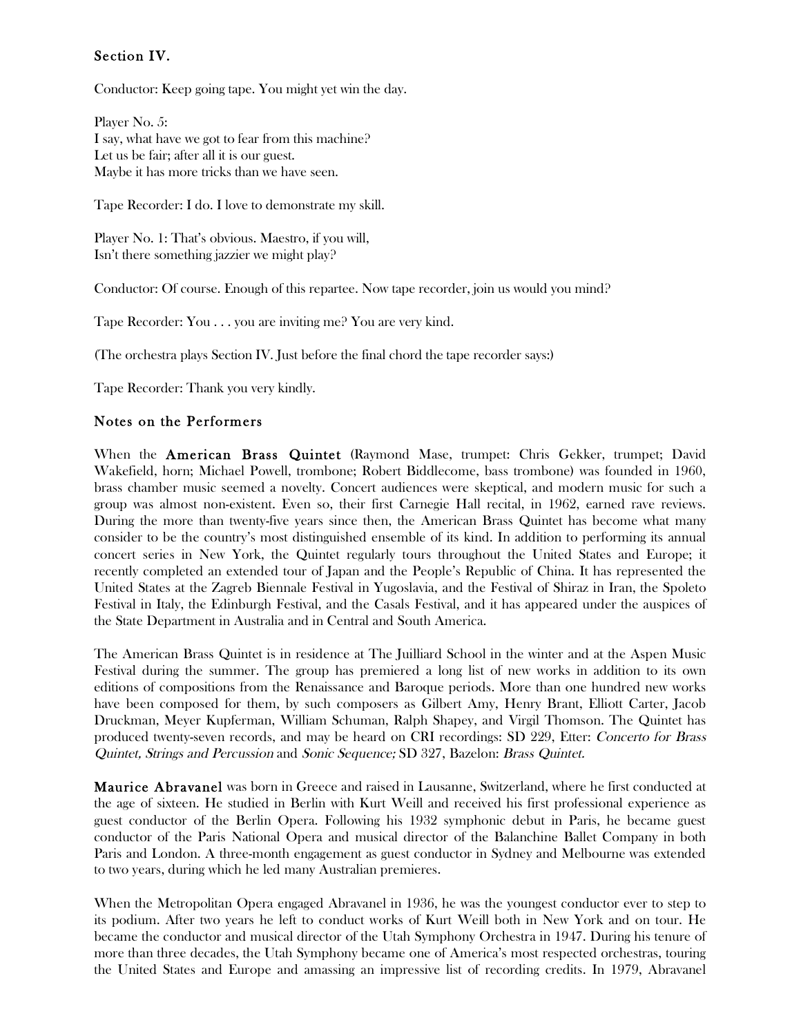### Section IV.

Conductor: Keep going tape. You might yet win the day.

Player No. 5:
I say, what have we got to fear from this machine?
Let us be fair; after all it is our guest.
Maybe it has more tricks than we have seen.

Tape Recorder: I do. I love to demonstrate my skill.

Player No. 1: That's obvious. Maestro, if you will,
Isn't there something jazzier we might play?

Conductor: Of course. Enough of this repartee. Now tape recorder, join us would you mind?

Tape Recorder: You . . . you are inviting me? You are very kind.

(The orchestra plays Section IV. Just before the final chord the tape recorder says:)

Tape Recorder: Thank you very kindly.

### Notes on the Performers

When the **American Brass Quintet** (Raymond Mase, trumpet: Chris Gekker, trumpet; David Wakefield, horn; Michael Powell, trombone; Robert Biddlecome, bass trombone) was founded in 1960, brass chamber music seemed a novelty. Concert audiences were skeptical, and modern music for such a group was almost non-existent. Even so, their first Carnegie Hall recital, in 1962, earned rave reviews. During the more than twenty-five years since then, the American Brass Quintet has become what many consider to be the country's most distinguished ensemble of its kind. In addition to performing its annual concert series in New York, the Quintet regularly tours throughout the United States and Europe; it recently completed an extended tour of Japan and the People's Republic of China. It has represented the United States at the Zagreb Biennale Festival in Yugoslavia, and the Festival of Shiraz in Iran, the Spoleto Festival in Italy, the Edinburgh Festival, and the Casals Festival, and it has appeared under the auspices of the State Department in Australia and in Central and South America.

The American Brass Quintet is in residence at The Juilliard School in the winter and at the Aspen Music Festival during the summer. The group has premiered a long list of new works in addition to its own editions of compositions from the Renaissance and Baroque periods. More than one hundred new works have been composed for them, by such composers as Gilbert Amy, Henry Brant, Elliott Carter, Jacob Druckman, Meyer Kupferman, William Schuman, Ralph Shapey, and Virgil Thomson. The Quintet has produced twenty-seven records, and may be heard on CRI recordings: SD 229, Etter: *Concerto for Brass Quintet, Strings and Percussion* and *Sonic Sequence;* SD 327, Bazelon: *Brass Quintet.*

**Maurice Abravanel** was born in Greece and raised in Lausanne, Switzerland, where he first conducted at the age of sixteen. He studied in Berlin with Kurt Weill and received his first professional experience as guest conductor of the Berlin Opera. Following his 1932 symphonic debut in Paris, he became guest conductor of the Paris National Opera and musical director of the Balanchine Ballet Company in both Paris and London. A three-month engagement as guest conductor in Sydney and Melbourne was extended to two years, during which he led many Australian premieres.

When the Metropolitan Opera engaged Abravanel in 1936, he was the youngest conductor ever to step to its podium. After two years he left to conduct works of Kurt Weill both in New York and on tour. He became the conductor and musical director of the Utah Symphony Orchestra in 1947. During his tenure of more than three decades, the Utah Symphony became one of America's most respected orchestras, touring the United States and Europe and amassing an impressive list of recording credits. In 1979, Abravanel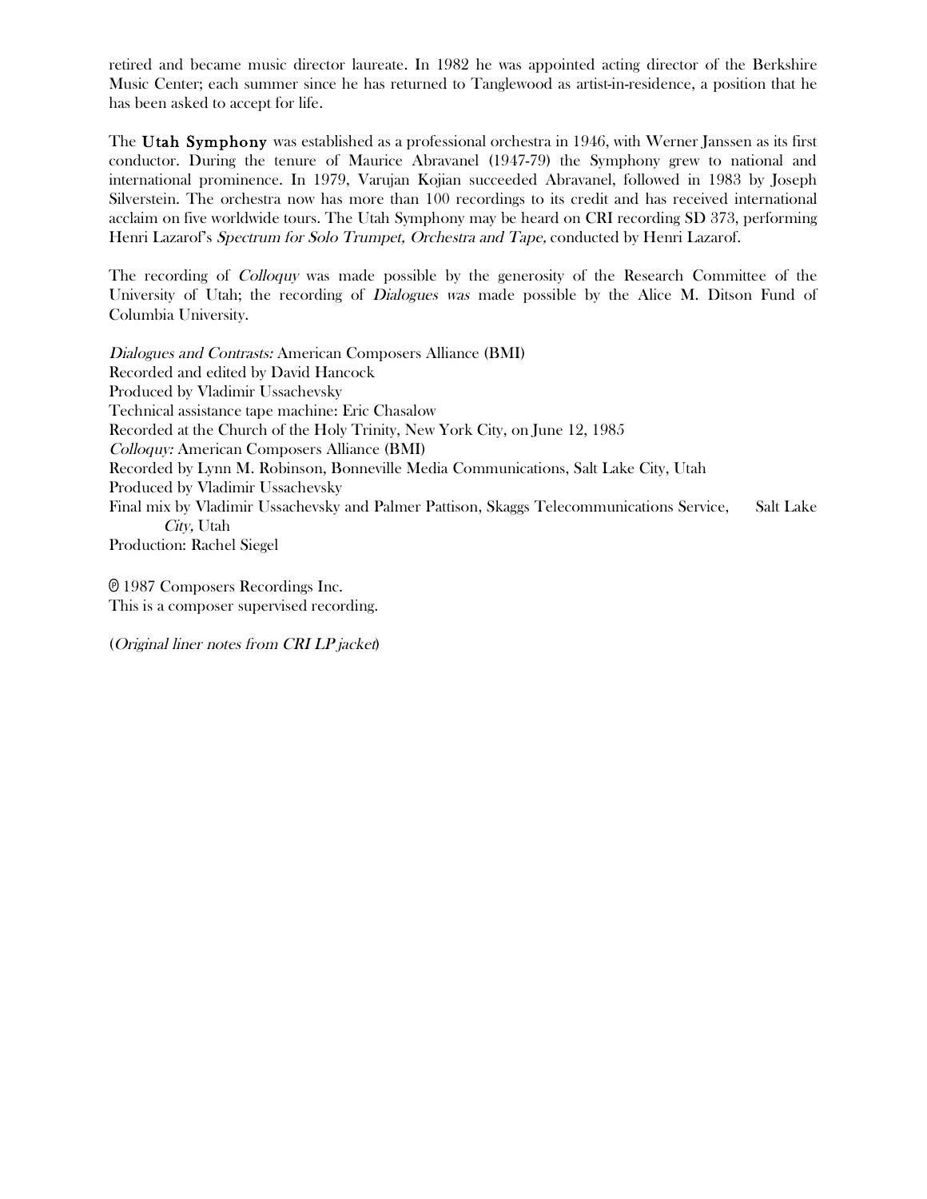retired and became music director laureate. In 1982 he was appointed acting director of the Berkshire Music Center; each summer since he has returned to Tanglewood as artist-in-residence, a position that he has been asked to accept for life.

The **Utah Symphony** was established as a professional orchestra in 1946, with Werner Janssen as its first conductor. During the tenure of Maurice Abravanel (1947-79) the Symphony grew to national and international prominence. In 1979, Varujan Kojian succeeded Abravanel, followed in 1983 by Joseph Silverstein. The orchestra now has more than 100 recordings to its credit and has received international acclaim on five worldwide tours. The Utah Symphony may be heard on CRI recording SD 373, performing Henri Lazarof's *Spectrum for Solo Trumpet, Orchestra and Tape,* conducted by Henri Lazarof.

The recording of *Colloquy* was made possible by the generosity of the Research Committee of the University of Utah; the recording of *Dialogues was* made possible by the Alice M. Ditson Fund of Columbia University.

*Dialogues and Contrasts:* American Composers Alliance (BMI)
Recorded and edited by David Hancock
Produced by Vladimir Ussachevsky
Technical assistance tape machine: Eric Chasalow
Recorded at the Church of the Holy Trinity, New York City, on June 12, 1985
*Colloquy:* American Composers Alliance (BMI)
Recorded by Lynn M. Robinson, Bonneville Media Communications, Salt Lake City, Utah
Produced by Vladimir Ussachevsky
Final mix by Vladimir Ussachevsky and Palmer Pattison, Skaggs Telecommunications Service, Salt Lake *City,* Utah
Production: Rachel Siegel

℗ 1987 Composers Recordings Inc.
This is a composer supervised recording.

(*Original liner notes from CRI LP jacket*)